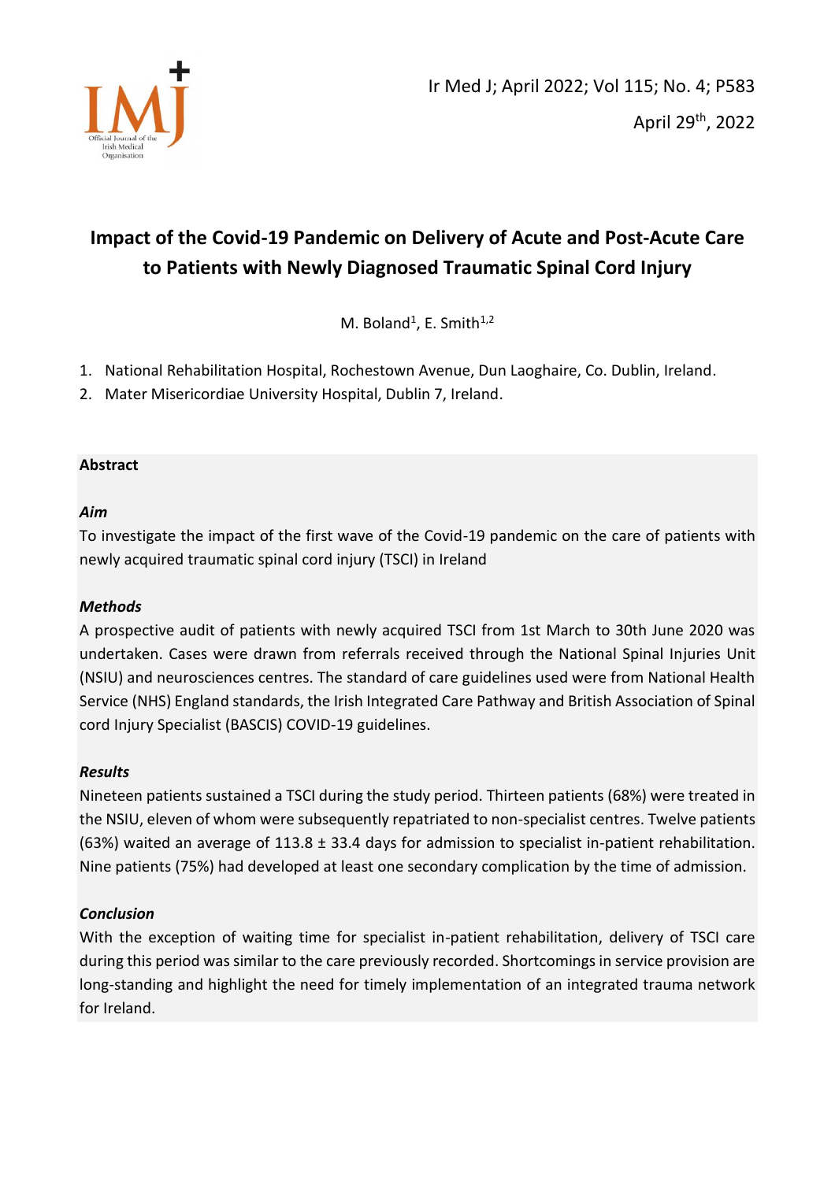# Impact of the Covid-19 Pandemic on Delivery of Acute and Post-Acute Care to Patients with Newly Diagnosed Traumatic Spinal Cord Injury

M. Boland[1], E. Smith[1,2]

1. National Rehabilitation Hospital, Rochestown Avenue, Dun Laoghaire, Co. Dublin, Ireland.
2. Mater Misericordiae University Hospital, Dublin 7, Ireland.

## Abstract

### *Aim*

To investigate the impact of the first wave of the Covid-19 pandemic on the care of patients with newly acquired traumatic spinal cord injury (TSCI) in Ireland

### *Methods*

A prospective audit of patients with newly acquired TSCI from 1st March to 30th June 2020 was undertaken. Cases were drawn from referrals received through the National Spinal Injuries Unit (NSIU) and neurosciences centres. The standard of care guidelines used were from National Health Service (NHS) England standards, the Irish Integrated Care Pathway and British Association of Spinal cord Injury Specialist (BASCIS) COVID-19 guidelines.

### *Results*

Nineteen patients sustained a TSCI during the study period. Thirteen patients (68%) were treated in the NSIU, eleven of whom were subsequently repatriated to non-specialist centres. Twelve patients (63%) waited an average of 113.8 ± 33.4 days for admission to specialist in-patient rehabilitation. Nine patients (75%) had developed at least one secondary complication by the time of admission.

### *Conclusion*

With the exception of waiting time for specialist in-patient rehabilitation, delivery of TSCI care during this period was similar to the care previously recorded. Shortcomings in service provision are long-standing and highlight the need for timely implementation of an integrated trauma network for Ireland.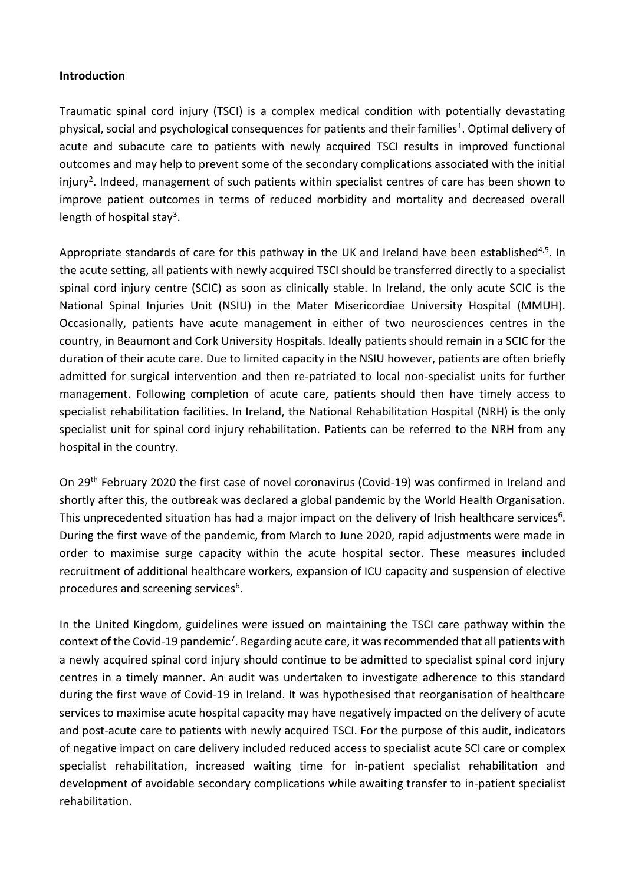**Introduction**

Traumatic spinal cord injury (TSCI) is a complex medical condition with potentially devastating physical, social and psychological consequences for patients and their families[1]. Optimal delivery of acute and subacute care to patients with newly acquired TSCI results in improved functional outcomes and may help to prevent some of the secondary complications associated with the initial injury[2]. Indeed, management of such patients within specialist centres of care has been shown to improve patient outcomes in terms of reduced morbidity and mortality and decreased overall length of hospital stay[3].

Appropriate standards of care for this pathway in the UK and Ireland have been established[4,5]. In the acute setting, all patients with newly acquired TSCI should be transferred directly to a specialist spinal cord injury centre (SCIC) as soon as clinically stable. In Ireland, the only acute SCIC is the National Spinal Injuries Unit (NSIU) in the Mater Misericordiae University Hospital (MMUH). Occasionally, patients have acute management in either of two neurosciences centres in the country, in Beaumont and Cork University Hospitals. Ideally patients should remain in a SCIC for the duration of their acute care. Due to limited capacity in the NSIU however, patients are often briefly admitted for surgical intervention and then re-patriated to local non-specialist units for further management. Following completion of acute care, patients should then have timely access to specialist rehabilitation facilities. In Ireland, the National Rehabilitation Hospital (NRH) is the only specialist unit for spinal cord injury rehabilitation. Patients can be referred to the NRH from any hospital in the country.

On 29th February 2020 the first case of novel coronavirus (Covid-19) was confirmed in Ireland and shortly after this, the outbreak was declared a global pandemic by the World Health Organisation. This unprecedented situation has had a major impact on the delivery of Irish healthcare services[6]. During the first wave of the pandemic, from March to June 2020, rapid adjustments were made in order to maximise surge capacity within the acute hospital sector. These measures included recruitment of additional healthcare workers, expansion of ICU capacity and suspension of elective procedures and screening services[6].

In the United Kingdom, guidelines were issued on maintaining the TSCI care pathway within the context of the Covid-19 pandemic[7]. Regarding acute care, it was recommended that all patients with a newly acquired spinal cord injury should continue to be admitted to specialist spinal cord injury centres in a timely manner. An audit was undertaken to investigate adherence to this standard during the first wave of Covid-19 in Ireland. It was hypothesised that reorganisation of healthcare services to maximise acute hospital capacity may have negatively impacted on the delivery of acute and post-acute care to patients with newly acquired TSCI. For the purpose of this audit, indicators of negative impact on care delivery included reduced access to specialist acute SCI care or complex specialist rehabilitation, increased waiting time for in-patient specialist rehabilitation and development of avoidable secondary complications while awaiting transfer to in-patient specialist rehabilitation.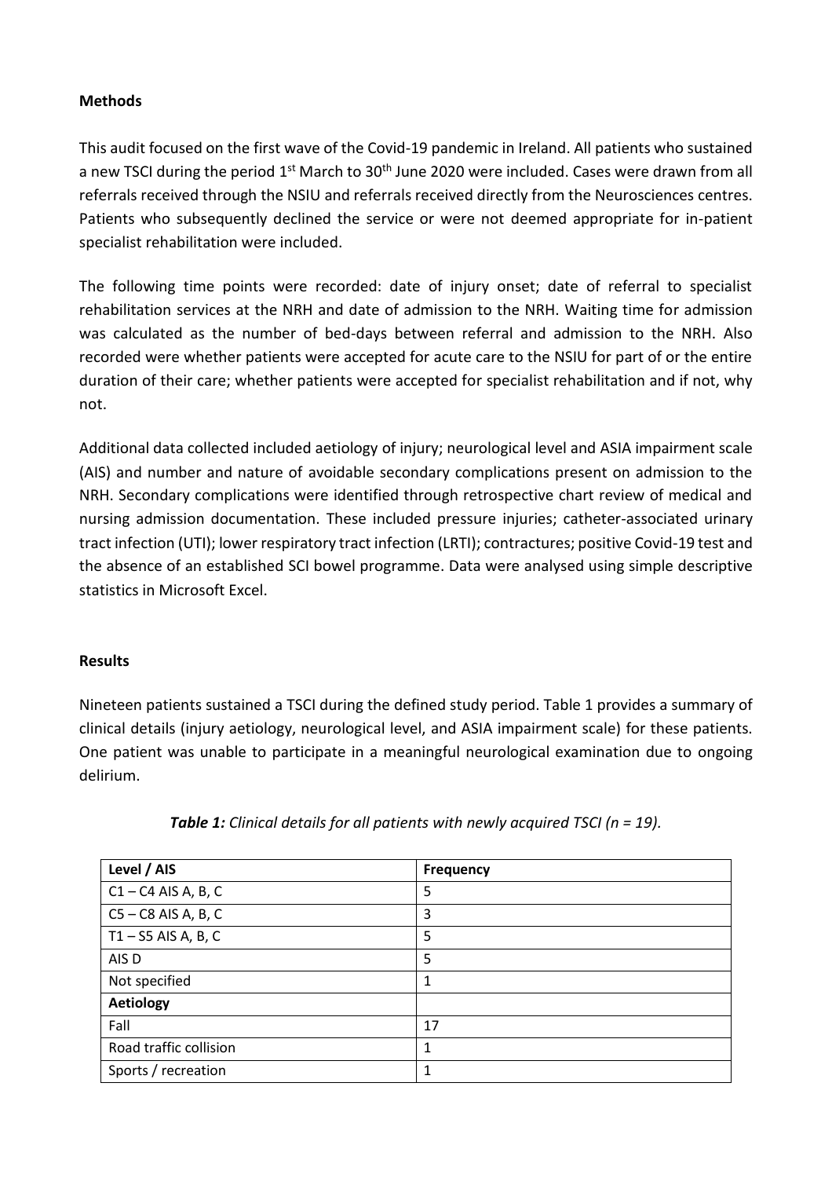## Methods

This audit focused on the first wave of the Covid-19 pandemic in Ireland. All patients who sustained a new TSCI during the period 1st March to 30th June 2020 were included. Cases were drawn from all referrals received through the NSIU and referrals received directly from the Neurosciences centres. Patients who subsequently declined the service or were not deemed appropriate for in-patient specialist rehabilitation were included.

The following time points were recorded: date of injury onset; date of referral to specialist rehabilitation services at the NRH and date of admission to the NRH. Waiting time for admission was calculated as the number of bed-days between referral and admission to the NRH. Also recorded were whether patients were accepted for acute care to the NSIU for part of or the entire duration of their care; whether patients were accepted for specialist rehabilitation and if not, why not.

Additional data collected included aetiology of injury; neurological level and ASIA impairment scale (AIS) and number and nature of avoidable secondary complications present on admission to the NRH. Secondary complications were identified through retrospective chart review of medical and nursing admission documentation. These included pressure injuries; catheter-associated urinary tract infection (UTI); lower respiratory tract infection (LRTI); contractures; positive Covid-19 test and the absence of an established SCI bowel programme. Data were analysed using simple descriptive statistics in Microsoft Excel.

## Results

Nineteen patients sustained a TSCI during the defined study period. Table 1 provides a summary of clinical details (injury aetiology, neurological level, and ASIA impairment scale) for these patients. One patient was unable to participate in a meaningful neurological examination due to ongoing delirium.

***Table 1:** Clinical details for all patients with newly acquired TSCI (n = 19).*

| Level / AIS | Frequency |
| --- | --- |
| C1 – C4 AIS A, B, C | 5 |
| C5 – C8 AIS A, B, C | 3 |
| T1 – S5 AIS A, B, C | 5 |
| AIS D | 5 |
| Not specified | 1 |
| **Aetiology** | |
| Fall | 17 |
| Road traffic collision | 1 |
| Sports / recreation | 1 |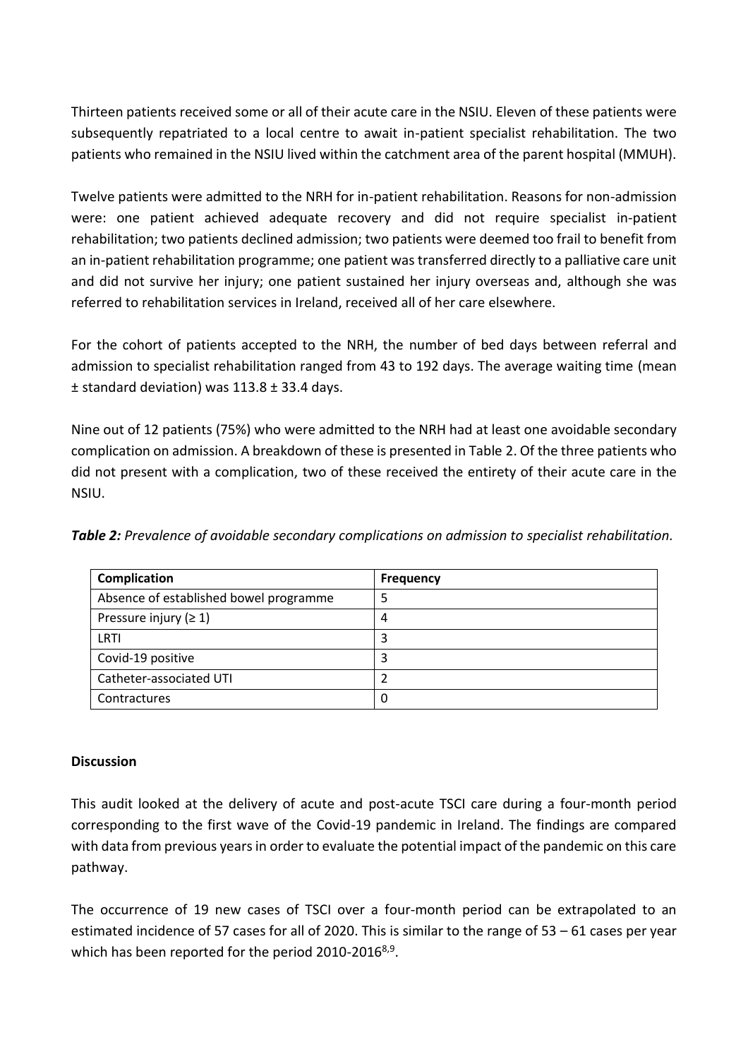Thirteen patients received some or all of their acute care in the NSIU. Eleven of these patients were subsequently repatriated to a local centre to await in-patient specialist rehabilitation. The two patients who remained in the NSIU lived within the catchment area of the parent hospital (MMUH).

Twelve patients were admitted to the NRH for in-patient rehabilitation. Reasons for non-admission were: one patient achieved adequate recovery and did not require specialist in-patient rehabilitation; two patients declined admission; two patients were deemed too frail to benefit from an in-patient rehabilitation programme; one patient was transferred directly to a palliative care unit and did not survive her injury; one patient sustained her injury overseas and, although she was referred to rehabilitation services in Ireland, received all of her care elsewhere.

For the cohort of patients accepted to the NRH, the number of bed days between referral and admission to specialist rehabilitation ranged from 43 to 192 days. The average waiting time (mean ± standard deviation) was 113.8 ± 33.4 days.

Nine out of 12 patients (75%) who were admitted to the NRH had at least one avoidable secondary complication on admission. A breakdown of these is presented in Table 2. Of the three patients who did not present with a complication, two of these received the entirety of their acute care in the NSIU.

***Table 2:*** *Prevalence of avoidable secondary complications on admission to specialist rehabilitation.*

| Complication | Frequency |
|---|---|
| Absence of established bowel programme | 5 |
| Pressure injury (≥ 1) | 4 |
| LRTI | 3 |
| Covid-19 positive | 3 |
| Catheter-associated UTI | 2 |
| Contractures | 0 |

**Discussion**

This audit looked at the delivery of acute and post-acute TSCI care during a four-month period corresponding to the first wave of the Covid-19 pandemic in Ireland. The findings are compared with data from previous years in order to evaluate the potential impact of the pandemic on this care pathway.

The occurrence of 19 new cases of TSCI over a four-month period can be extrapolated to an estimated incidence of 57 cases for all of 2020. This is similar to the range of 53 – 61 cases per year which has been reported for the period 2010-2016[8,9].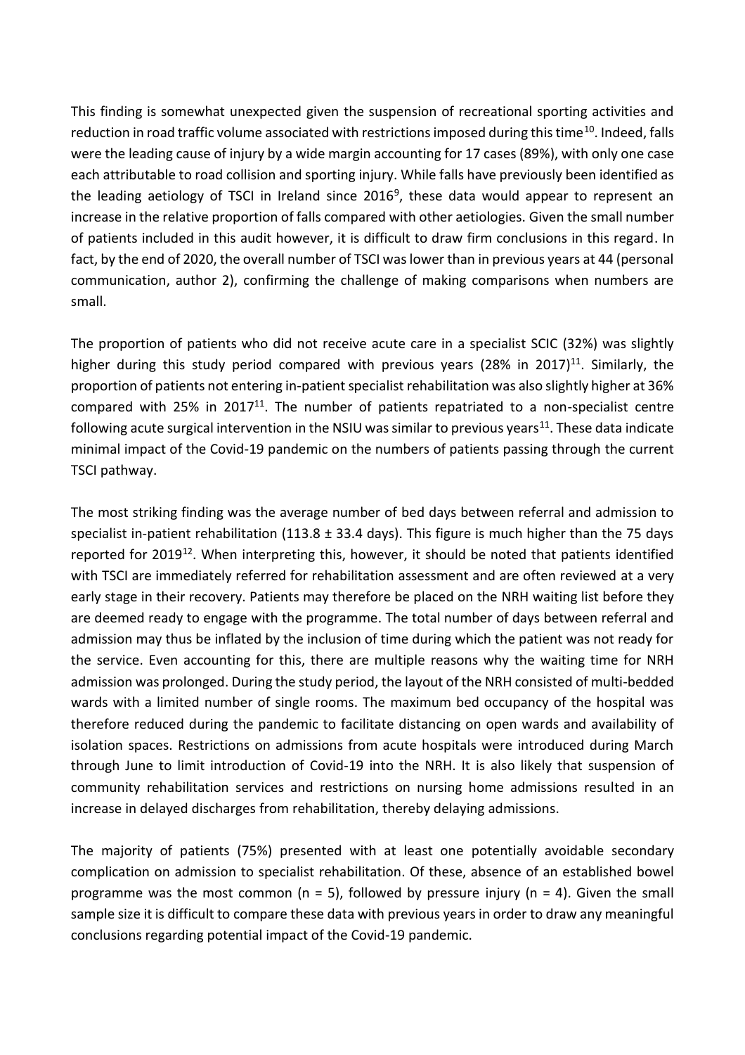This finding is somewhat unexpected given the suspension of recreational sporting activities and reduction in road traffic volume associated with restrictions imposed during this time[10]. Indeed, falls were the leading cause of injury by a wide margin accounting for 17 cases (89%), with only one case each attributable to road collision and sporting injury. While falls have previously been identified as the leading aetiology of TSCI in Ireland since 2016[9], these data would appear to represent an increase in the relative proportion of falls compared with other aetiologies. Given the small number of patients included in this audit however, it is difficult to draw firm conclusions in this regard. In fact, by the end of 2020, the overall number of TSCI was lower than in previous years at 44 (personal communication, author 2), confirming the challenge of making comparisons when numbers are small.

The proportion of patients who did not receive acute care in a specialist SCIC (32%) was slightly higher during this study period compared with previous years (28% in 2017)[11]. Similarly, the proportion of patients not entering in-patient specialist rehabilitation was also slightly higher at 36% compared with 25% in 2017[11]. The number of patients repatriated to a non-specialist centre following acute surgical intervention in the NSIU was similar to previous years[11]. These data indicate minimal impact of the Covid-19 pandemic on the numbers of patients passing through the current TSCI pathway.

The most striking finding was the average number of bed days between referral and admission to specialist in-patient rehabilitation (113.8 ± 33.4 days). This figure is much higher than the 75 days reported for 2019[12]. When interpreting this, however, it should be noted that patients identified with TSCI are immediately referred for rehabilitation assessment and are often reviewed at a very early stage in their recovery. Patients may therefore be placed on the NRH waiting list before they are deemed ready to engage with the programme. The total number of days between referral and admission may thus be inflated by the inclusion of time during which the patient was not ready for the service. Even accounting for this, there are multiple reasons why the waiting time for NRH admission was prolonged. During the study period, the layout of the NRH consisted of multi-bedded wards with a limited number of single rooms. The maximum bed occupancy of the hospital was therefore reduced during the pandemic to facilitate distancing on open wards and availability of isolation spaces. Restrictions on admissions from acute hospitals were introduced during March through June to limit introduction of Covid-19 into the NRH. It is also likely that suspension of community rehabilitation services and restrictions on nursing home admissions resulted in an increase in delayed discharges from rehabilitation, thereby delaying admissions.

The majority of patients (75%) presented with at least one potentially avoidable secondary complication on admission to specialist rehabilitation. Of these, absence of an established bowel programme was the most common ($n = 5$), followed by pressure injury ($n = 4$). Given the small sample size it is difficult to compare these data with previous years in order to draw any meaningful conclusions regarding potential impact of the Covid-19 pandemic.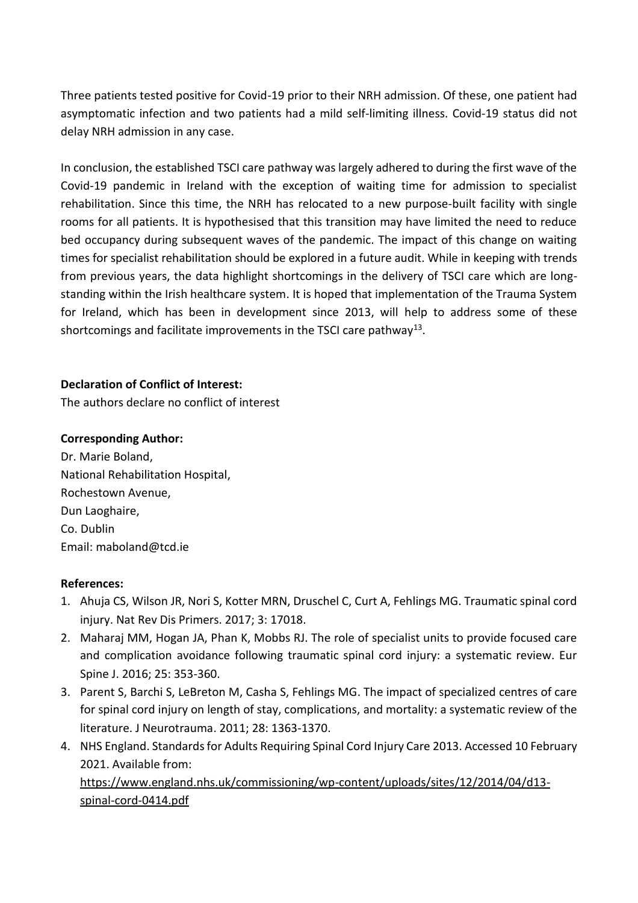Three patients tested positive for Covid-19 prior to their NRH admission. Of these, one patient had asymptomatic infection and two patients had a mild self-limiting illness. Covid-19 status did not delay NRH admission in any case.

In conclusion, the established TSCI care pathway was largely adhered to during the first wave of the Covid-19 pandemic in Ireland with the exception of waiting time for admission to specialist rehabilitation. Since this time, the NRH has relocated to a new purpose-built facility with single rooms for all patients. It is hypothesised that this transition may have limited the need to reduce bed occupancy during subsequent waves of the pandemic. The impact of this change on waiting times for specialist rehabilitation should be explored in a future audit. While in keeping with trends from previous years, the data highlight shortcomings in the delivery of TSCI care which are long-standing within the Irish healthcare system. It is hoped that implementation of the Trauma System for Ireland, which has been in development since 2013, will help to address some of these shortcomings and facilitate improvements in the TSCI care pathway[13].

**Declaration of Conflict of Interest:**
The authors declare no conflict of interest

**Corresponding Author:**
Dr. Marie Boland,
National Rehabilitation Hospital,
Rochestown Avenue,
Dun Laoghaire,
Co. Dublin
Email: maboland@tcd.ie

**References:**

1. Ahuja CS, Wilson JR, Nori S, Kotter MRN, Druschel C, Curt A, Fehlings MG. Traumatic spinal cord injury. Nat Rev Dis Primers. 2017; 3: 17018.
2. Maharaj MM, Hogan JA, Phan K, Mobbs RJ. The role of specialist units to provide focused care and complication avoidance following traumatic spinal cord injury: a systematic review. Eur Spine J. 2016; 25: 353-360.
3. Parent S, Barchi S, LeBreton M, Casha S, Fehlings MG. The impact of specialized centres of care for spinal cord injury on length of stay, complications, and mortality: a systematic review of the literature. J Neurotrauma. 2011; 28: 1363-1370.
4. NHS England. Standards for Adults Requiring Spinal Cord Injury Care 2013. Accessed 10 February 2021. Available from: https://www.england.nhs.uk/commissioning/wp-content/uploads/sites/12/2014/04/d13-spinal-cord-0414.pdf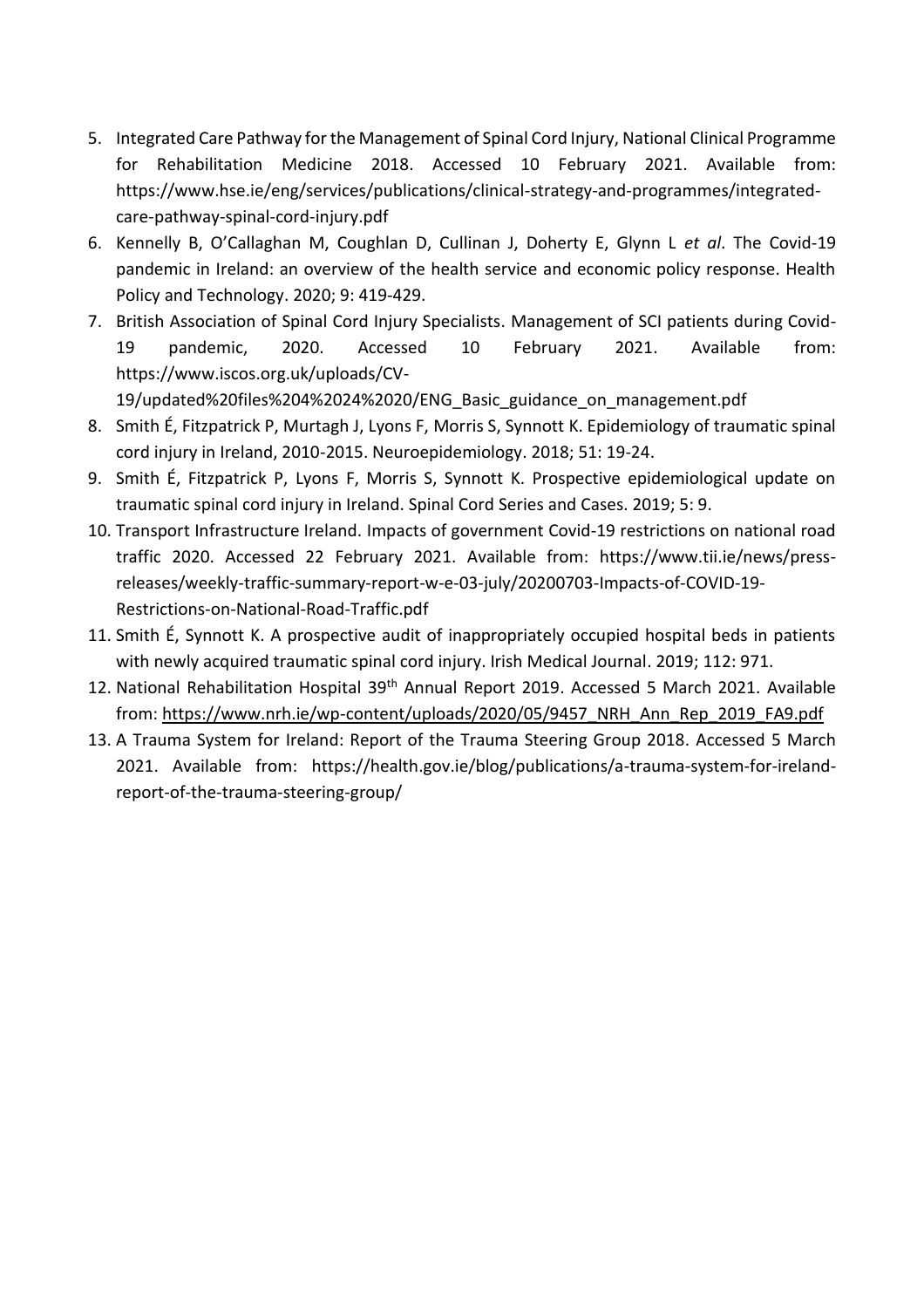5. Integrated Care Pathway for the Management of Spinal Cord Injury, National Clinical Programme for Rehabilitation Medicine 2018. Accessed 10 February 2021. Available from: https://www.hse.ie/eng/services/publications/clinical-strategy-and-programmes/integrated-care-pathway-spinal-cord-injury.pdf
6. Kennelly B, O'Callaghan M, Coughlan D, Cullinan J, Doherty E, Glynn L *et al*. The Covid-19 pandemic in Ireland: an overview of the health service and economic policy response. Health Policy and Technology. 2020; 9: 419-429.
7. British Association of Spinal Cord Injury Specialists. Management of SCI patients during Covid-19 pandemic, 2020. Accessed 10 February 2021. Available from: https://www.iscos.org.uk/uploads/CV-19/updated%20files%204%2024%2020/ENG_Basic_guidance_on_management.pdf
8. Smith É, Fitzpatrick P, Murtagh J, Lyons F, Morris S, Synnott K. Epidemiology of traumatic spinal cord injury in Ireland, 2010-2015. Neuroepidemiology. 2018; 51: 19-24.
9. Smith É, Fitzpatrick P, Lyons F, Morris S, Synnott K. Prospective epidemiological update on traumatic spinal cord injury in Ireland. Spinal Cord Series and Cases. 2019; 5: 9.
10. Transport Infrastructure Ireland. Impacts of government Covid-19 restrictions on national road traffic 2020. Accessed 22 February 2021. Available from: https://www.tii.ie/news/press-releases/weekly-traffic-summary-report-w-e-03-july/20200703-Impacts-of-COVID-19-Restrictions-on-National-Road-Traffic.pdf
11. Smith É, Synnott K. A prospective audit of inappropriately occupied hospital beds in patients with newly acquired traumatic spinal cord injury. Irish Medical Journal. 2019; 112: 971.
12. National Rehabilitation Hospital 39th Annual Report 2019. Accessed 5 March 2021. Available from: https://www.nrh.ie/wp-content/uploads/2020/05/9457_NRH_Ann_Rep_2019_FA9.pdf
13. A Trauma System for Ireland: Report of the Trauma Steering Group 2018. Accessed 5 March 2021. Available from: https://health.gov.ie/blog/publications/a-trauma-system-for-ireland-report-of-the-trauma-steering-group/